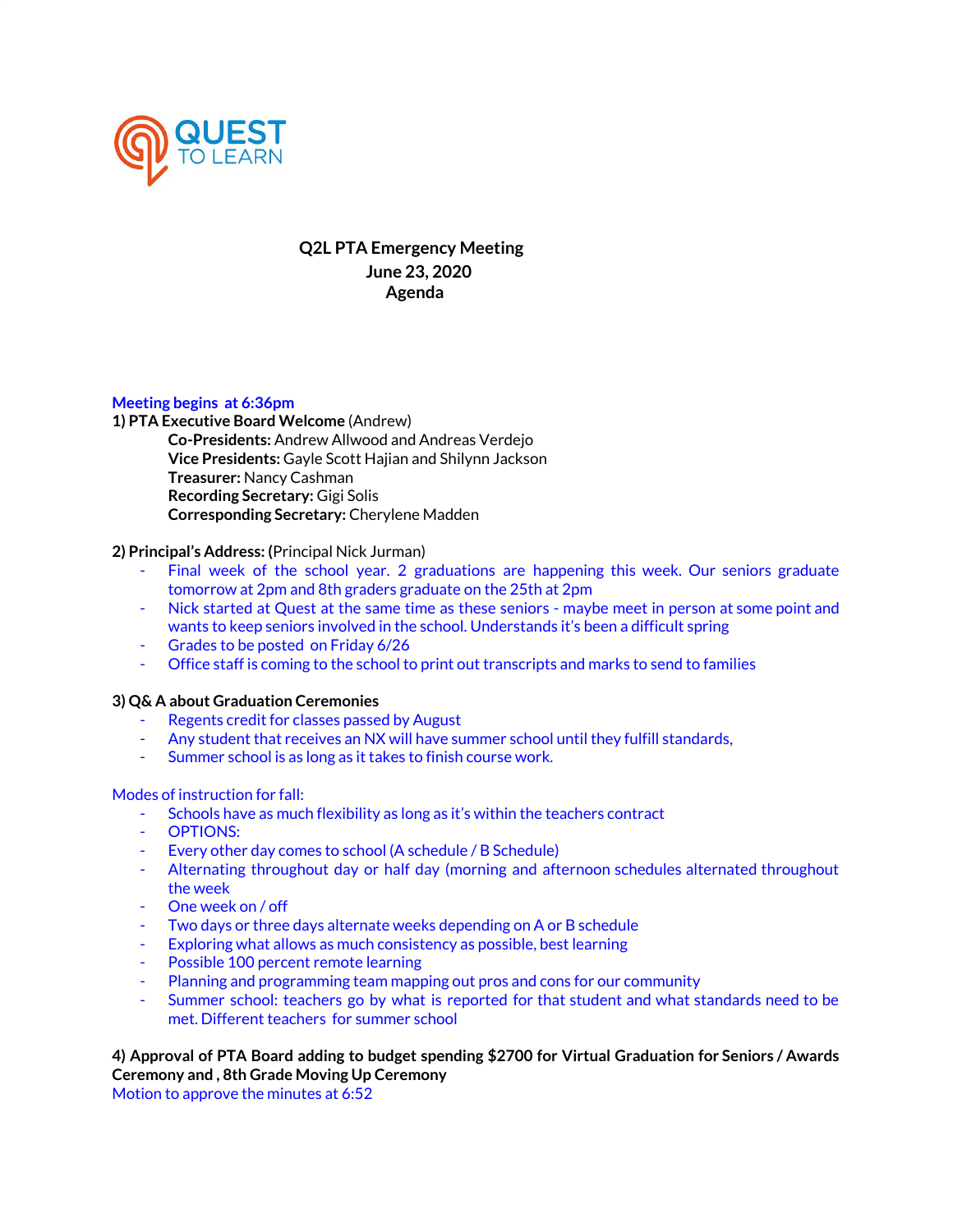QUEST TO LEARN

**Q2L PTA Emergency Meeting**
**June 23, 2020**
**Agenda**

**Meeting begins at 6:36pm**

**1) PTA Executive Board Welcome** (Andrew)

> **Co-Presidents:** Andrew Allwood and Andreas Verdejo
> **Vice Presidents:** Gayle Scott Hajian and Shilynn Jackson
> **Treasurer:** Nancy Cashman
> **Recording Secretary:** Gigi Solis
> **Corresponding Secretary:** Cherylene Madden

**2) Principal's Address: (**Principal Nick Jurman)

- Final week of the school year. 2 graduations are happening this week. Our seniors graduate tomorrow at 2pm and 8th graders graduate on the 25th at 2pm
- Nick started at Quest at the same time as these seniors - maybe meet in person at some point and wants to keep seniors involved in the school. Understands it's been a difficult spring
- Grades to be posted on Friday 6/26
- Office staff is coming to the school to print out transcripts and marks to send to families

**3) Q& A about Graduation Ceremonies**

- Regents credit for classes passed by August
- Any student that receives an NX will have summer school until they fulfill standards,
- Summer school is as long as it takes to finish course work.

Modes of instruction for fall:

- Schools have as much flexibility as long as it's within the teachers contract
- OPTIONS:
- Every other day comes to school (A schedule / B Schedule)
- Alternating throughout day or half day (morning and afternoon schedules alternated throughout the week
- One week on / off
- Two days or three days alternate weeks depending on A or B schedule
- Exploring what allows as much consistency as possible, best learning
- Possible 100 percent remote learning
- Planning and programming team mapping out pros and cons for our community
- Summer school: teachers go by what is reported for that student and what standards need to be met. Different teachers for summer school

**4) Approval of PTA Board adding to budget spending $2700 for Virtual Graduation for Seniors / Awards Ceremony and , 8th Grade Moving Up Ceremony**

Motion to approve the minutes at 6:52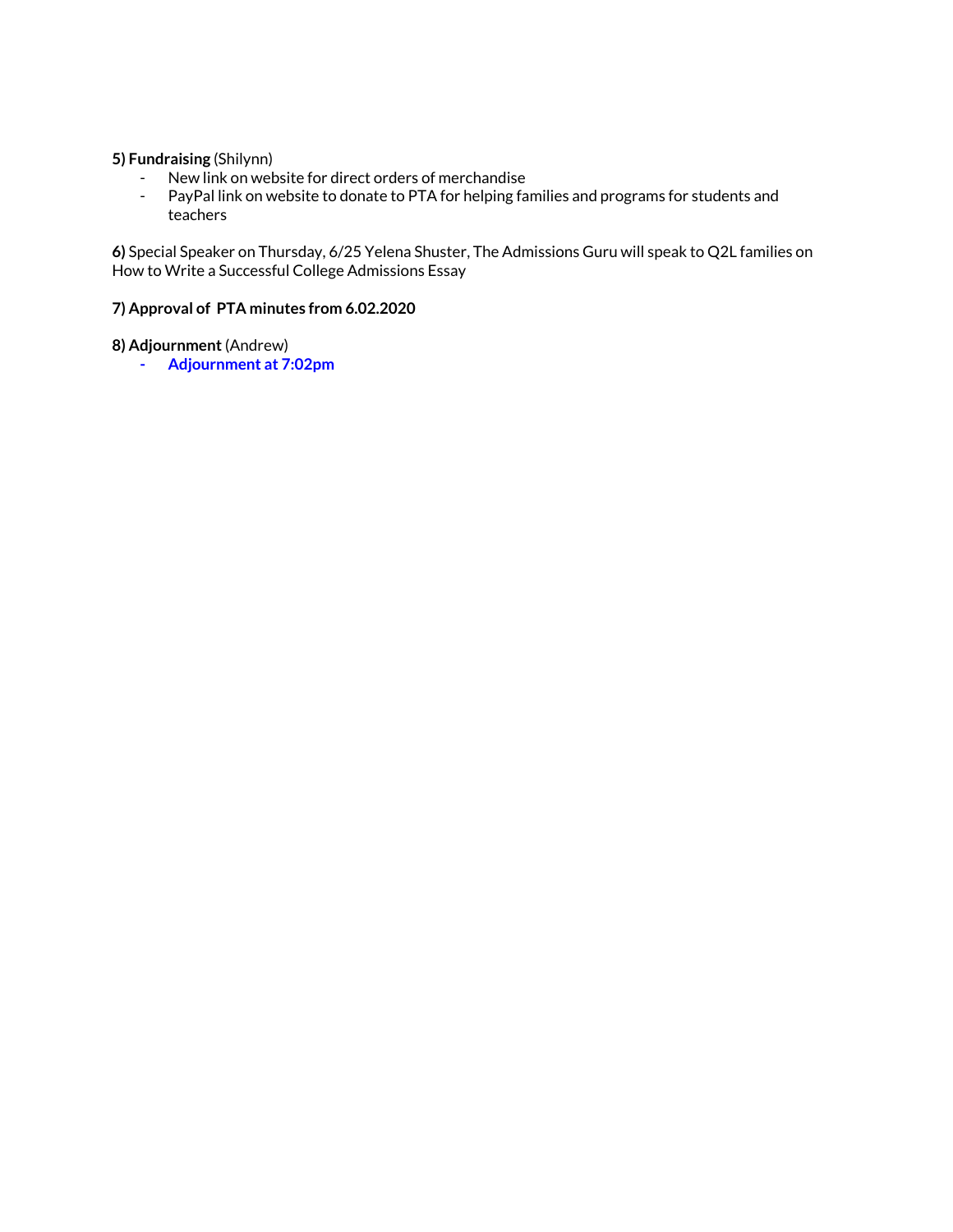**5) Fundraising** (Shilynn)

- New link on website for direct orders of merchandise
- PayPal link on website to donate to PTA for helping families and programs for students and teachers

**6)** Special Speaker on Thursday, 6/25 Yelena Shuster, The Admissions Guru will speak to Q2L families on How to Write a Successful College Admissions Essay

**7) Approval of PTA minutes from 6.02.2020**

**8) Adjournment** (Andrew)

- **Adjournment at 7:02pm**